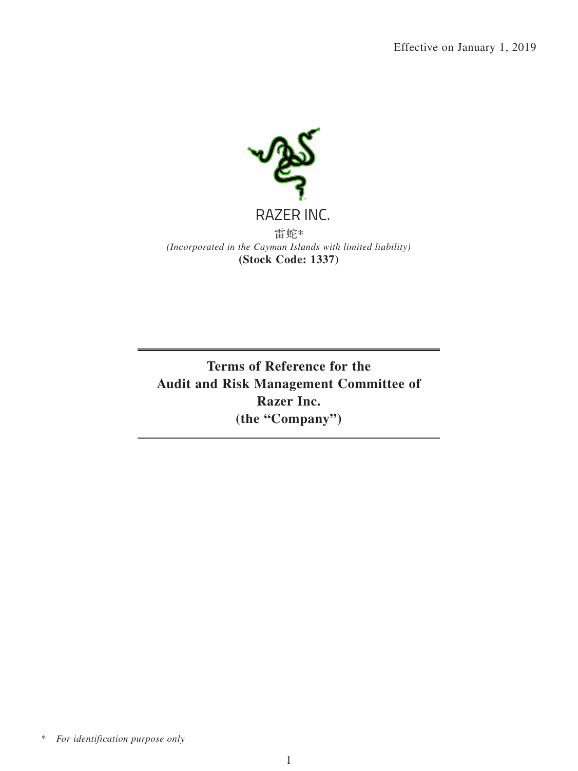Effective on January 1, 2019

RAZER INC.

雷蛇*

*(Incorporated in the Cayman Islands with limited liability)*

**(Stock Code: 1337)**

# Terms of Reference for the Audit and Risk Management Committee of Razer Inc. (the "Company")

\* *For identification purpose only*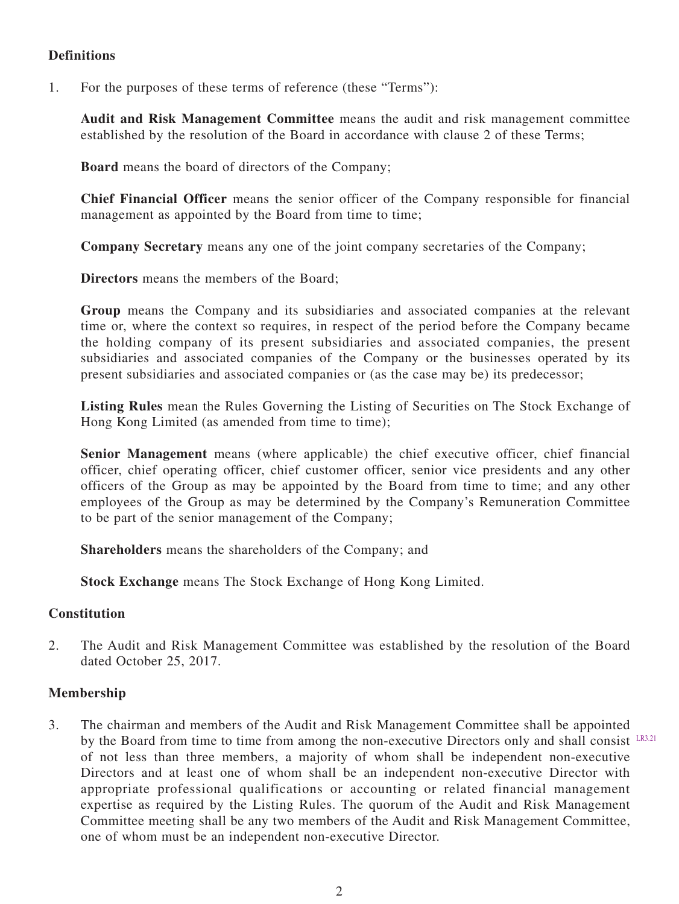**Definitions**

1. For the purposes of these terms of reference (these "Terms"):

   **Audit and Risk Management Committee** means the audit and risk management committee established by the resolution of the Board in accordance with clause 2 of these Terms;

   **Board** means the board of directors of the Company;

   **Chief Financial Officer** means the senior officer of the Company responsible for financial management as appointed by the Board from time to time;

   **Company Secretary** means any one of the joint company secretaries of the Company;

   **Directors** means the members of the Board;

   **Group** means the Company and its subsidiaries and associated companies at the relevant time or, where the context so requires, in respect of the period before the Company became the holding company of its present subsidiaries and associated companies, the present subsidiaries and associated companies of the Company or the businesses operated by its present subsidiaries and associated companies or (as the case may be) its predecessor;

   **Listing Rules** mean the Rules Governing the Listing of Securities on The Stock Exchange of Hong Kong Limited (as amended from time to time);

   **Senior Management** means (where applicable) the chief executive officer, chief financial officer, chief operating officer, chief customer officer, senior vice presidents and any other officers of the Group as may be appointed by the Board from time to time; and any other employees of the Group as may be determined by the Company's Remuneration Committee to be part of the senior management of the Company;

   **Shareholders** means the shareholders of the Company; and

   **Stock Exchange** means The Stock Exchange of Hong Kong Limited.

**Constitution**

2. The Audit and Risk Management Committee was established by the resolution of the Board dated October 25, 2017.

**Membership**

3. The chairman and members of the Audit and Risk Management Committee shall be appointed by the Board from time to time from among the non-executive Directors only and shall consist of not less than three members, a majority of whom shall be independent non-executive Directors and at least one of whom shall be an independent non-executive Director with appropriate professional qualifications or accounting or related financial management expertise as required by the Listing Rules. The quorum of the Audit and Risk Management Committee meeting shall be any two members of the Audit and Risk Management Committee, one of whom must be an independent non-executive Director. LR3.21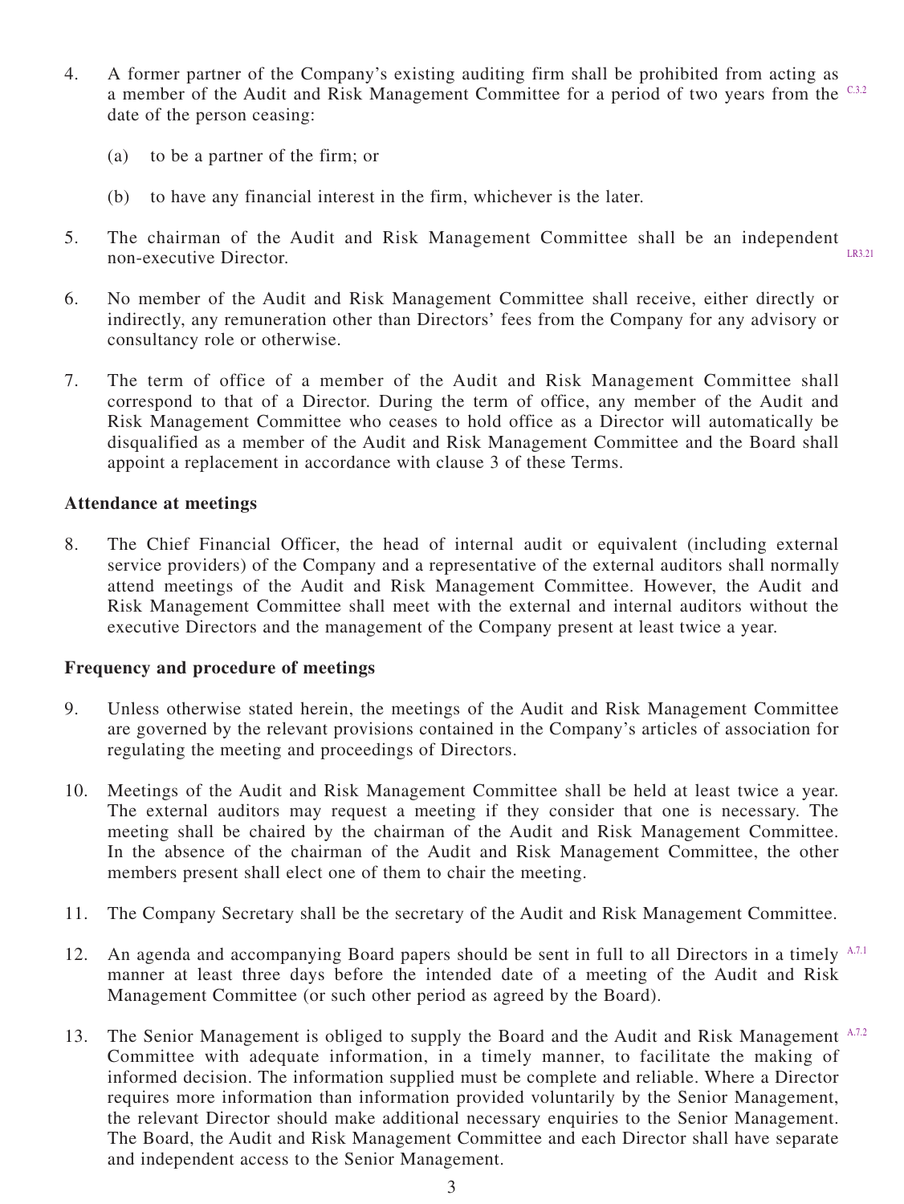4. A former partner of the Company's existing auditing firm shall be prohibited from acting as a member of the Audit and Risk Management Committee for a period of two years from the date of the person ceasing: C.3.2

   (a) to be a partner of the firm; or

   (b) to have any financial interest in the firm, whichever is the later.

5. The chairman of the Audit and Risk Management Committee shall be an independent non-executive Director. LR3.21

6. No member of the Audit and Risk Management Committee shall receive, either directly or indirectly, any remuneration other than Directors' fees from the Company for any advisory or consultancy role or otherwise.

7. The term of office of a member of the Audit and Risk Management Committee shall correspond to that of a Director. During the term of office, any member of the Audit and Risk Management Committee who ceases to hold office as a Director will automatically be disqualified as a member of the Audit and Risk Management Committee and the Board shall appoint a replacement in accordance with clause 3 of these Terms.

**Attendance at meetings**

8. The Chief Financial Officer, the head of internal audit or equivalent (including external service providers) of the Company and a representative of the external auditors shall normally attend meetings of the Audit and Risk Management Committee. However, the Audit and Risk Management Committee shall meet with the external and internal auditors without the executive Directors and the management of the Company present at least twice a year.

**Frequency and procedure of meetings**

9. Unless otherwise stated herein, the meetings of the Audit and Risk Management Committee are governed by the relevant provisions contained in the Company's articles of association for regulating the meeting and proceedings of Directors.

10. Meetings of the Audit and Risk Management Committee shall be held at least twice a year. The external auditors may request a meeting if they consider that one is necessary. The meeting shall be chaired by the chairman of the Audit and Risk Management Committee. In the absence of the chairman of the Audit and Risk Management Committee, the other members present shall elect one of them to chair the meeting.

11. The Company Secretary shall be the secretary of the Audit and Risk Management Committee.

12. An agenda and accompanying Board papers should be sent in full to all Directors in a timely manner at least three days before the intended date of a meeting of the Audit and Risk Management Committee (or such other period as agreed by the Board). A.7.1

13. The Senior Management is obliged to supply the Board and the Audit and Risk Management Committee with adequate information, in a timely manner, to facilitate the making of informed decision. The information supplied must be complete and reliable. Where a Director requires more information than information provided voluntarily by the Senior Management, the relevant Director should make additional necessary enquiries to the Senior Management. The Board, the Audit and Risk Management Committee and each Director shall have separate and independent access to the Senior Management. A.7.2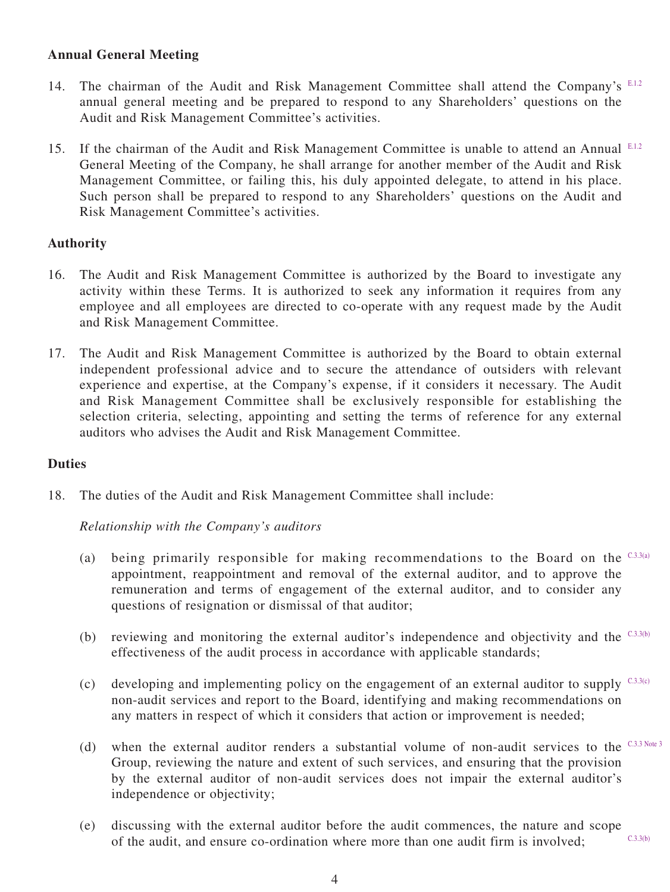## Annual General Meeting

14. The chairman of the Audit and Risk Management Committee shall attend the Company's annual general meeting and be prepared to respond to any Shareholders' questions on the Audit and Risk Management Committee's activities. E.1.2

15. If the chairman of the Audit and Risk Management Committee is unable to attend an Annual General Meeting of the Company, he shall arrange for another member of the Audit and Risk Management Committee, or failing this, his duly appointed delegate, to attend in his place. Such person shall be prepared to respond to any Shareholders' questions on the Audit and Risk Management Committee's activities. E.1.2

## Authority

16. The Audit and Risk Management Committee is authorized by the Board to investigate any activity within these Terms. It is authorized to seek any information it requires from any employee and all employees are directed to co-operate with any request made by the Audit and Risk Management Committee.

17. The Audit and Risk Management Committee is authorized by the Board to obtain external independent professional advice and to secure the attendance of outsiders with relevant experience and expertise, at the Company's expense, if it considers it necessary. The Audit and Risk Management Committee shall be exclusively responsible for establishing the selection criteria, selecting, appointing and setting the terms of reference for any external auditors who advises the Audit and Risk Management Committee.

## Duties

18. The duties of the Audit and Risk Management Committee shall include:

   *Relationship with the Company's auditors*

   (a) being primarily responsible for making recommendations to the Board on the appointment, reappointment and removal of the external auditor, and to approve the remuneration and terms of engagement of the external auditor, and to consider any questions of resignation or dismissal of that auditor; C.3.3(a)

   (b) reviewing and monitoring the external auditor's independence and objectivity and the effectiveness of the audit process in accordance with applicable standards; C.3.3(b)

   (c) developing and implementing policy on the engagement of an external auditor to supply non-audit services and report to the Board, identifying and making recommendations on any matters in respect of which it considers that action or improvement is needed; C.3.3(c)

   (d) when the external auditor renders a substantial volume of non-audit services to the Group, reviewing the nature and extent of such services, and ensuring that the provision by the external auditor of non-audit services does not impair the external auditor's independence or objectivity; C.3.3 Note 3

   (e) discussing with the external auditor before the audit commences, the nature and scope of the audit, and ensure co-ordination where more than one audit firm is involved; C.3.3(b)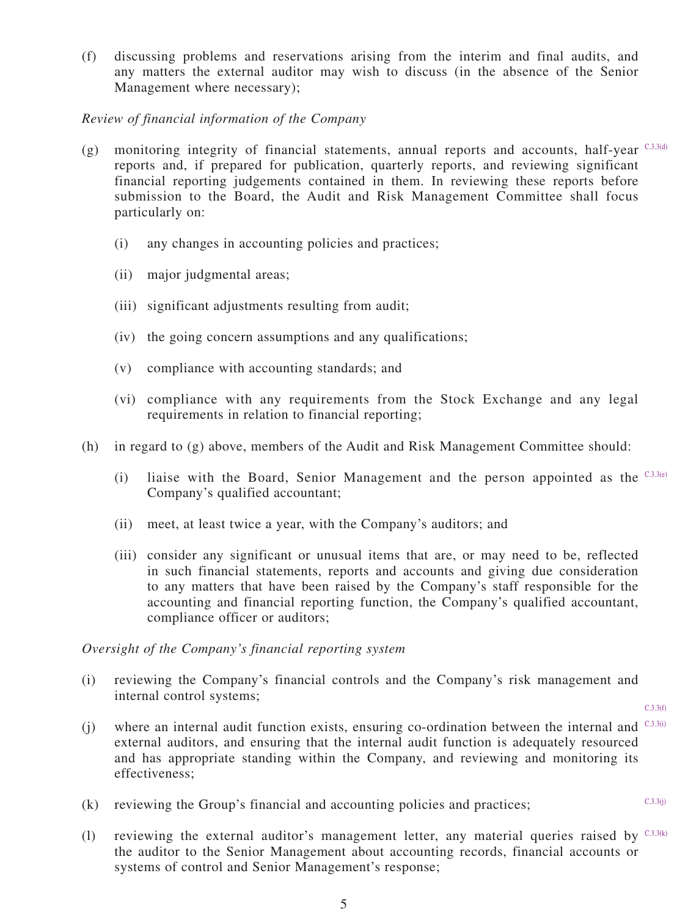(f) discussing problems and reservations arising from the interim and final audits, and any matters the external auditor may wish to discuss (in the absence of the Senior Management where necessary);

*Review of financial information of the Company*

(g) monitoring integrity of financial statements, annual reports and accounts, half-year reports and, if prepared for publication, quarterly reports, and reviewing significant financial reporting judgements contained in them. In reviewing these reports before submission to the Board, the Audit and Risk Management Committee shall focus particularly on: C.3.3(d)

   (i) any changes in accounting policies and practices;

   (ii) major judgmental areas;

   (iii) significant adjustments resulting from audit;

   (iv) the going concern assumptions and any qualifications;

   (v) compliance with accounting standards; and

   (vi) compliance with any requirements from the Stock Exchange and any legal requirements in relation to financial reporting;

(h) in regard to (g) above, members of the Audit and Risk Management Committee should:

   (i) liaise with the Board, Senior Management and the person appointed as the Company's qualified accountant; C.3.3(e)

   (ii) meet, at least twice a year, with the Company's auditors; and

   (iii) consider any significant or unusual items that are, or may need to be, reflected in such financial statements, reports and accounts and giving due consideration to any matters that have been raised by the Company's staff responsible for the accounting and financial reporting function, the Company's qualified accountant, compliance officer or auditors;

*Oversight of the Company's financial reporting system*

(i) reviewing the Company's financial controls and the Company's risk management and internal control systems; C.3.3(f)

(j) where an internal audit function exists, ensuring co-ordination between the internal and external auditors, and ensuring that the internal audit function is adequately resourced and has appropriate standing within the Company, and reviewing and monitoring its effectiveness; C.3.3(i)

(k) reviewing the Group's financial and accounting policies and practices; C.3.3(j)

(l) reviewing the external auditor's management letter, any material queries raised by the auditor to the Senior Management about accounting records, financial accounts or systems of control and Senior Management's response; C.3.3(k)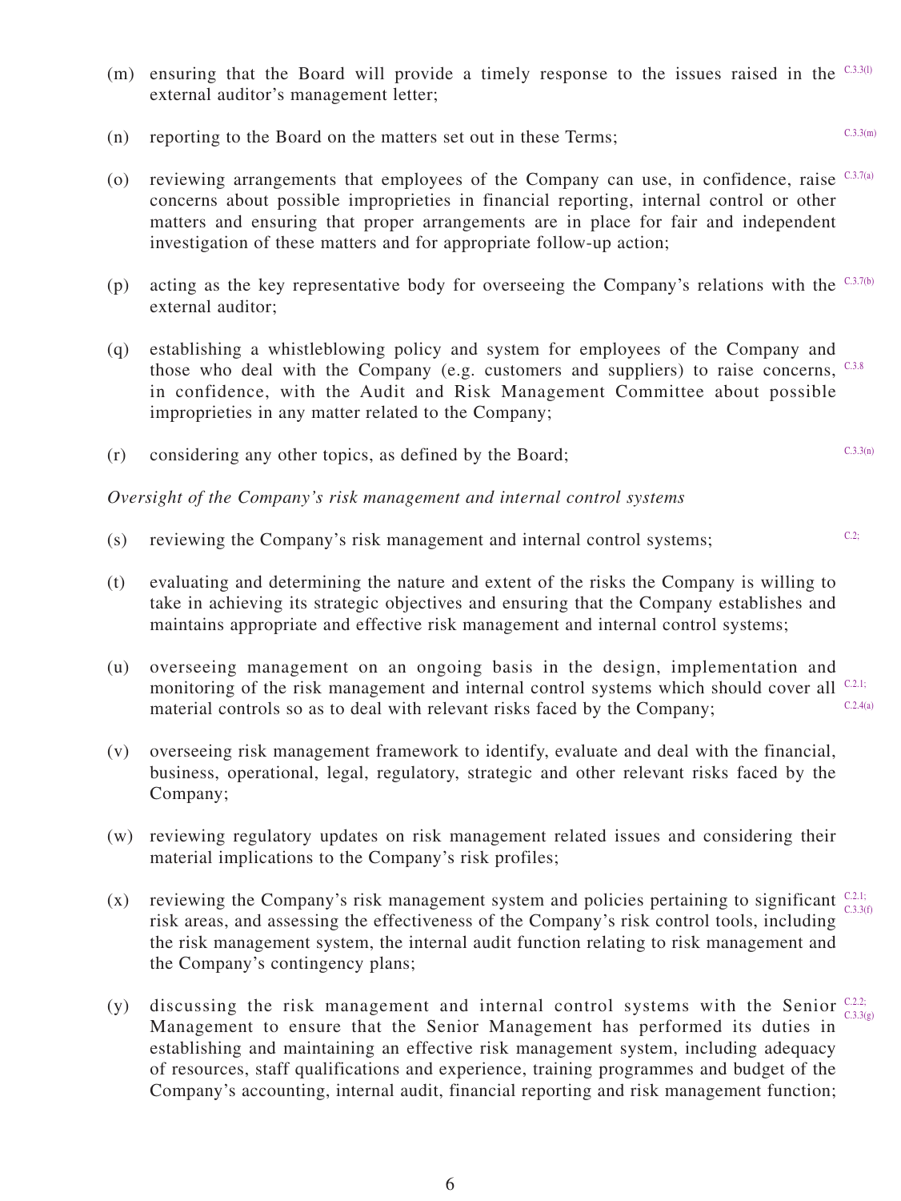(m) ensuring that the Board will provide a timely response to the issues raised in the external auditor's management letter; C.3.3(l)

(n) reporting to the Board on the matters set out in these Terms; C.3.3(m)

(o) reviewing arrangements that employees of the Company can use, in confidence, raise concerns about possible improprieties in financial reporting, internal control or other matters and ensuring that proper arrangements are in place for fair and independent investigation of these matters and for appropriate follow-up action; C.3.7(a)

(p) acting as the key representative body for overseeing the Company's relations with the external auditor; C.3.7(b)

(q) establishing a whistleblowing policy and system for employees of the Company and those who deal with the Company (e.g. customers and suppliers) to raise concerns, in confidence, with the Audit and Risk Management Committee about possible improprieties in any matter related to the Company; C.3.8

(r) considering any other topics, as defined by the Board; C.3.3(n)

*Oversight of the Company's risk management and internal control systems*

(s) reviewing the Company's risk management and internal control systems; C.2;

(t) evaluating and determining the nature and extent of the risks the Company is willing to take in achieving its strategic objectives and ensuring that the Company establishes and maintains appropriate and effective risk management and internal control systems;

(u) overseeing management on an ongoing basis in the design, implementation and monitoring of the risk management and internal control systems which should cover all material controls so as to deal with relevant risks faced by the Company; C.2.1; C.2.4(a)

(v) overseeing risk management framework to identify, evaluate and deal with the financial, business, operational, legal, regulatory, strategic and other relevant risks faced by the Company;

(w) reviewing regulatory updates on risk management related issues and considering their material implications to the Company's risk profiles;

(x) reviewing the Company's risk management system and policies pertaining to significant risk areas, and assessing the effectiveness of the Company's risk control tools, including the risk management system, the internal audit function relating to risk management and the Company's contingency plans; C.2.1; C.3.3(f)

(y) discussing the risk management and internal control systems with the Senior Management to ensure that the Senior Management has performed its duties in establishing and maintaining an effective risk management system, including adequacy of resources, staff qualifications and experience, training programmes and budget of the Company's accounting, internal audit, financial reporting and risk management function; C.2.2; C.3.3(g)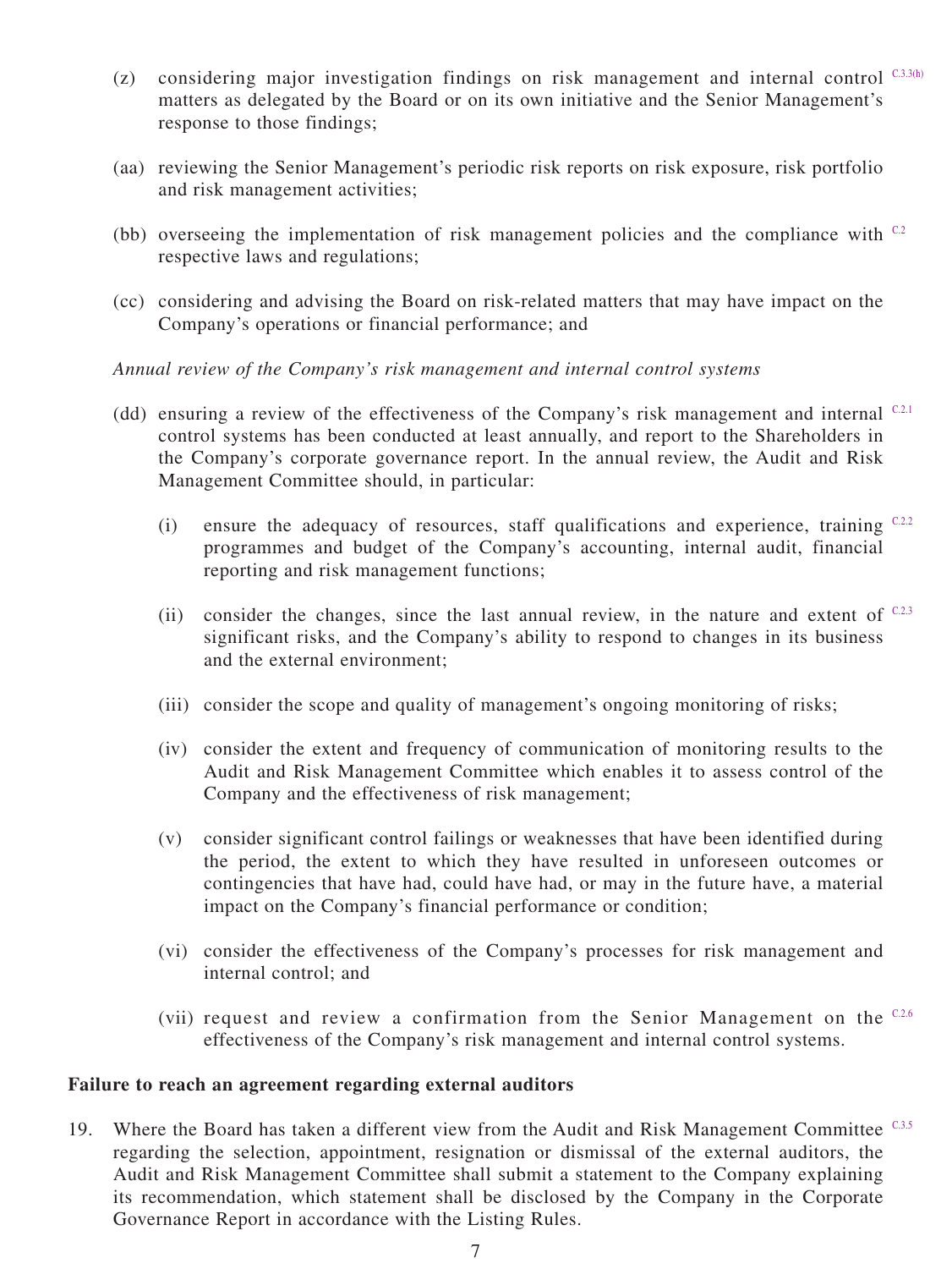(z) considering major investigation findings on risk management and internal control matters as delegated by the Board or on its own initiative and the Senior Management's response to those findings; C.3.3(h)

(aa) reviewing the Senior Management's periodic risk reports on risk exposure, risk portfolio and risk management activities;

(bb) overseeing the implementation of risk management policies and the compliance with respective laws and regulations; C.2

(cc) considering and advising the Board on risk-related matters that may have impact on the Company's operations or financial performance; and

*Annual review of the Company's risk management and internal control systems*

(dd) ensuring a review of the effectiveness of the Company's risk management and internal control systems has been conducted at least annually, and report to the Shareholders in the Company's corporate governance report. In the annual review, the Audit and Risk Management Committee should, in particular: C.2.1

   (i) ensure the adequacy of resources, staff qualifications and experience, training programmes and budget of the Company's accounting, internal audit, financial reporting and risk management functions; C.2.2

   (ii) consider the changes, since the last annual review, in the nature and extent of significant risks, and the Company's ability to respond to changes in its business and the external environment; C.2.3

   (iii) consider the scope and quality of management's ongoing monitoring of risks;

   (iv) consider the extent and frequency of communication of monitoring results to the Audit and Risk Management Committee which enables it to assess control of the Company and the effectiveness of risk management;

   (v) consider significant control failings or weaknesses that have been identified during the period, the extent to which they have resulted in unforeseen outcomes or contingencies that have had, could have had, or may in the future have, a material impact on the Company's financial performance or condition;

   (vi) consider the effectiveness of the Company's processes for risk management and internal control; and

   (vii) request and review a confirmation from the Senior Management on the effectiveness of the Company's risk management and internal control systems. C.2.6

**Failure to reach an agreement regarding external auditors**

19. Where the Board has taken a different view from the Audit and Risk Management Committee regarding the selection, appointment, resignation or dismissal of the external auditors, the Audit and Risk Management Committee shall submit a statement to the Company explaining its recommendation, which statement shall be disclosed by the Company in the Corporate Governance Report in accordance with the Listing Rules. C.3.5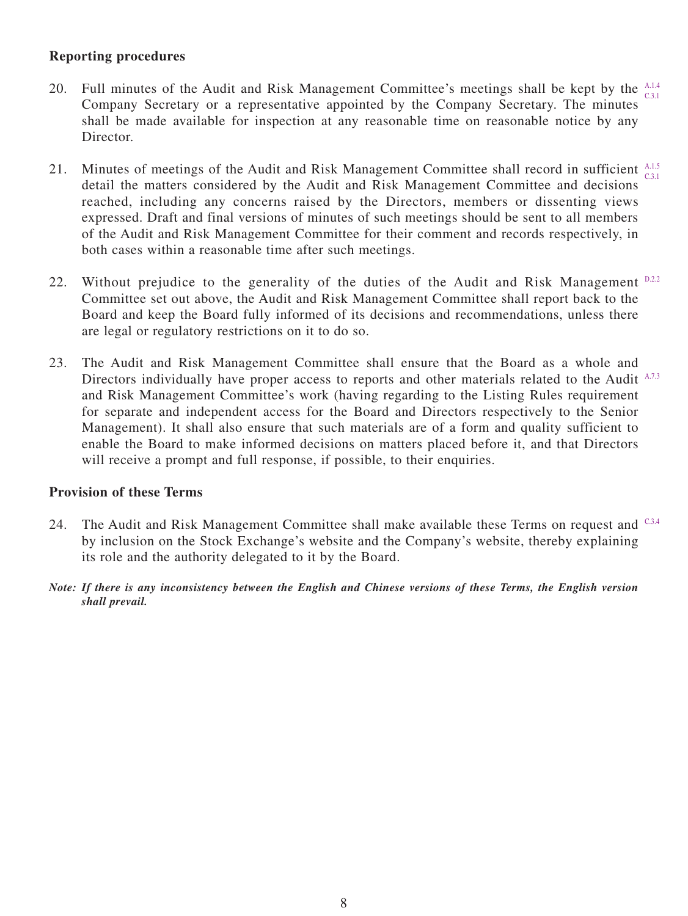### Reporting procedures

20. Full minutes of the Audit and Risk Management Committee's meetings shall be kept by the Company Secretary or a representative appointed by the Company Secretary. The minutes shall be made available for inspection at any reasonable time on reasonable notice by any Director. A.1.4 C.3.1

21. Minutes of meetings of the Audit and Risk Management Committee shall record in sufficient detail the matters considered by the Audit and Risk Management Committee and decisions reached, including any concerns raised by the Directors, members or dissenting views expressed. Draft and final versions of minutes of such meetings should be sent to all members of the Audit and Risk Management Committee for their comment and records respectively, in both cases within a reasonable time after such meetings. A.1.5 C.3.1

22. Without prejudice to the generality of the duties of the Audit and Risk Management Committee set out above, the Audit and Risk Management Committee shall report back to the Board and keep the Board fully informed of its decisions and recommendations, unless there are legal or regulatory restrictions on it to do so. D.2.2

23. The Audit and Risk Management Committee shall ensure that the Board as a whole and Directors individually have proper access to reports and other materials related to the Audit and Risk Management Committee's work (having regarding to the Listing Rules requirement for separate and independent access for the Board and Directors respectively to the Senior Management). It shall also ensure that such materials are of a form and quality sufficient to enable the Board to make informed decisions on matters placed before it, and that Directors will receive a prompt and full response, if possible, to their enquiries. A.7.3

### Provision of these Terms

24. The Audit and Risk Management Committee shall make available these Terms on request and by inclusion on the Stock Exchange's website and the Company's website, thereby explaining its role and the authority delegated to it by the Board. C.3.4

***Note: If there is any inconsistency between the English and Chinese versions of these Terms, the English version shall prevail.***